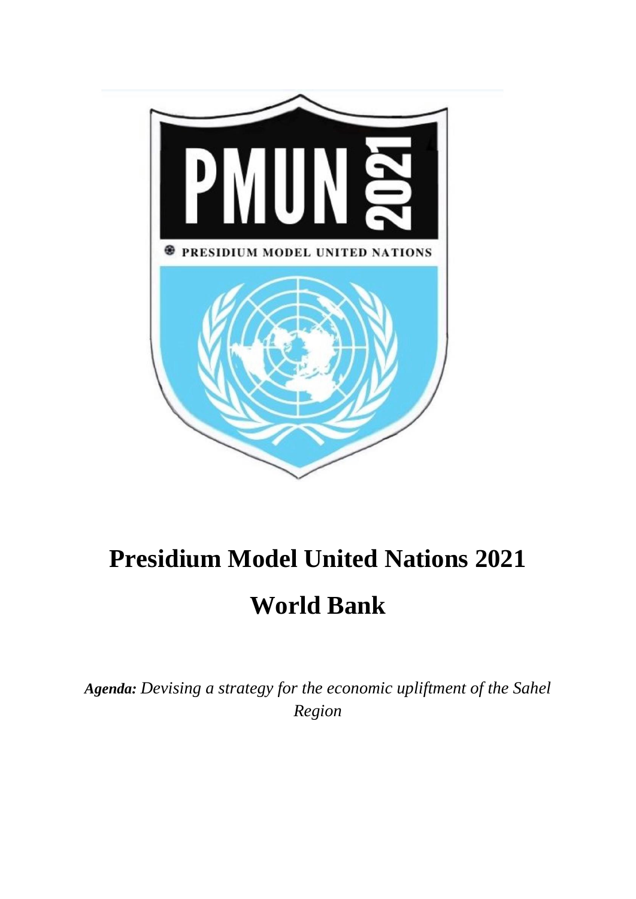# Presidium Model United Nations 2021

# World Bank

***Agenda:*** *Devising a strategy for the economic upliftment of the Sahel Region*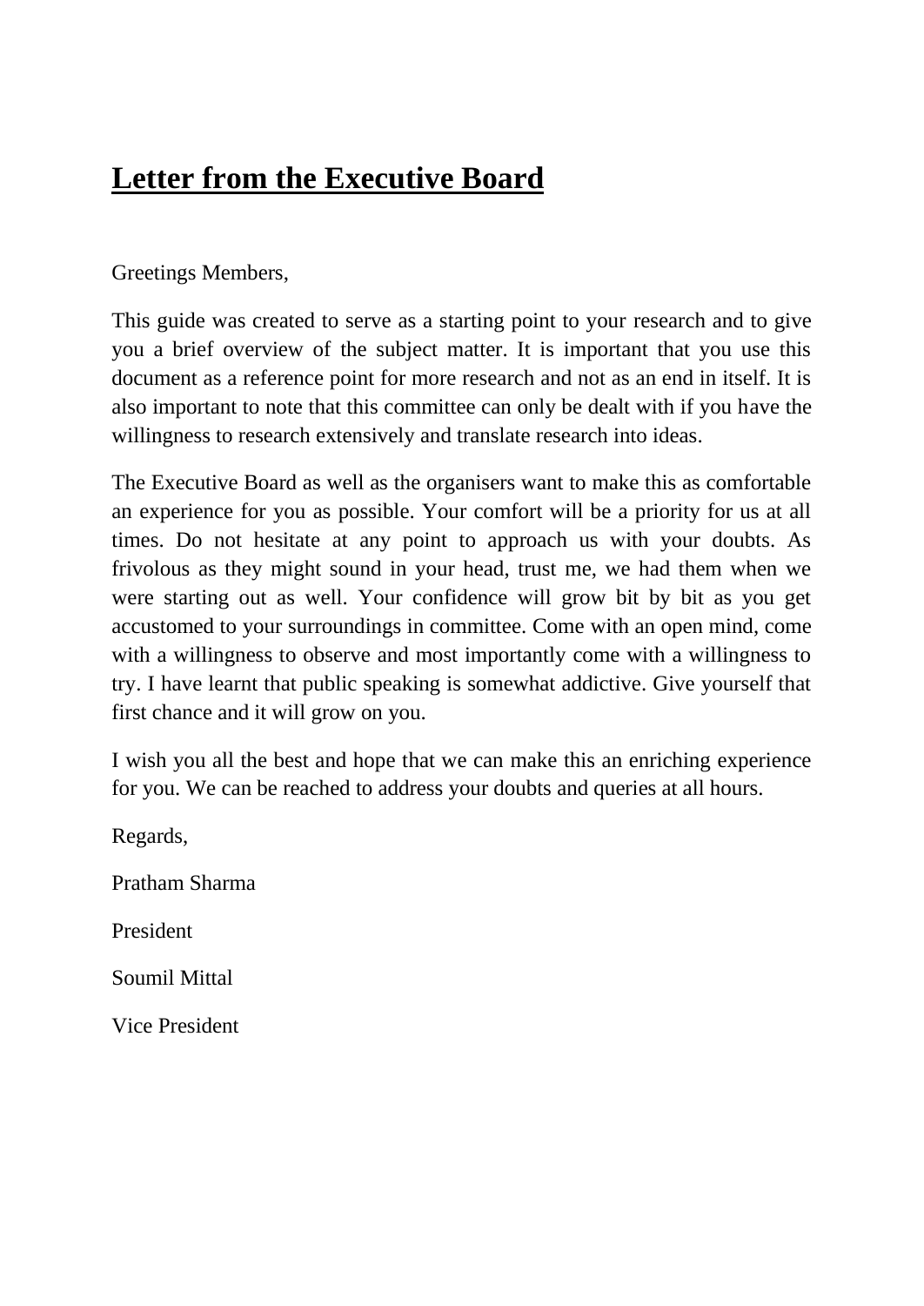# Letter from the Executive Board

Greetings Members,

This guide was created to serve as a starting point to your research and to give you a brief overview of the subject matter. It is important that you use this document as a reference point for more research and not as an end in itself. It is also important to note that this committee can only be dealt with if you have the willingness to research extensively and translate research into ideas.

The Executive Board as well as the organisers want to make this as comfortable an experience for you as possible. Your comfort will be a priority for us at all times. Do not hesitate at any point to approach us with your doubts. As frivolous as they might sound in your head, trust me, we had them when we were starting out as well. Your confidence will grow bit by bit as you get accustomed to your surroundings in committee. Come with an open mind, come with a willingness to observe and most importantly come with a willingness to try. I have learnt that public speaking is somewhat addictive. Give yourself that first chance and it will grow on you.

I wish you all the best and hope that we can make this an enriching experience for you. We can be reached to address your doubts and queries at all hours.

Regards,

Pratham Sharma

President

Soumil Mittal

Vice President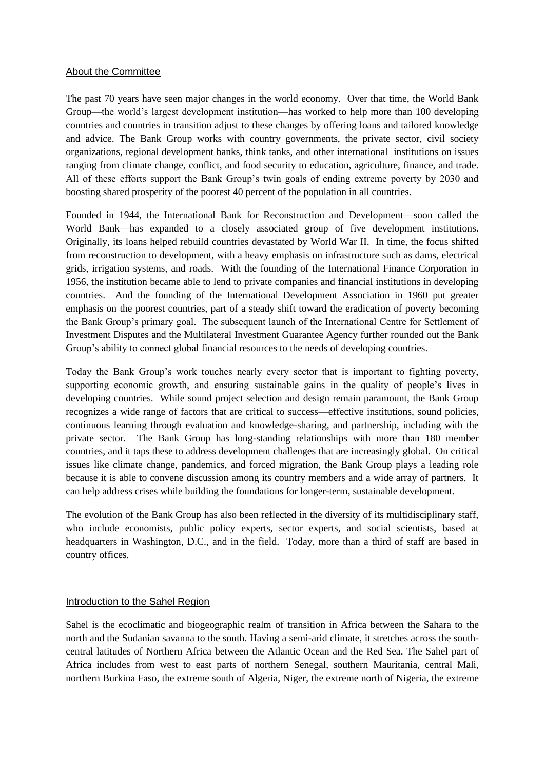## About the Committee

The past 70 years have seen major changes in the world economy. Over that time, the World Bank Group—the world's largest development institution—has worked to help more than 100 developing countries and countries in transition adjust to these changes by offering loans and tailored knowledge and advice. The Bank Group works with country governments, the private sector, civil society organizations, regional development banks, think tanks, and other international institutions on issues ranging from climate change, conflict, and food security to education, agriculture, finance, and trade. All of these efforts support the Bank Group's twin goals of ending extreme poverty by 2030 and boosting shared prosperity of the poorest 40 percent of the population in all countries.

Founded in 1944, the International Bank for Reconstruction and Development—soon called the World Bank—has expanded to a closely associated group of five development institutions. Originally, its loans helped rebuild countries devastated by World War II. In time, the focus shifted from reconstruction to development, with a heavy emphasis on infrastructure such as dams, electrical grids, irrigation systems, and roads. With the founding of the International Finance Corporation in 1956, the institution became able to lend to private companies and financial institutions in developing countries. And the founding of the International Development Association in 1960 put greater emphasis on the poorest countries, part of a steady shift toward the eradication of poverty becoming the Bank Group's primary goal. The subsequent launch of the International Centre for Settlement of Investment Disputes and the Multilateral Investment Guarantee Agency further rounded out the Bank Group's ability to connect global financial resources to the needs of developing countries.

Today the Bank Group's work touches nearly every sector that is important to fighting poverty, supporting economic growth, and ensuring sustainable gains in the quality of people's lives in developing countries. While sound project selection and design remain paramount, the Bank Group recognizes a wide range of factors that are critical to success—effective institutions, sound policies, continuous learning through evaluation and knowledge-sharing, and partnership, including with the private sector. The Bank Group has long-standing relationships with more than 180 member countries, and it taps these to address development challenges that are increasingly global. On critical issues like climate change, pandemics, and forced migration, the Bank Group plays a leading role because it is able to convene discussion among its country members and a wide array of partners. It can help address crises while building the foundations for longer-term, sustainable development.

The evolution of the Bank Group has also been reflected in the diversity of its multidisciplinary staff, who include economists, public policy experts, sector experts, and social scientists, based at headquarters in Washington, D.C., and in the field. Today, more than a third of staff are based in country offices.

## Introduction to the Sahel Region

Sahel is the ecoclimatic and biogeographic realm of transition in Africa between the Sahara to the north and the Sudanian savanna to the south. Having a semi-arid climate, it stretches across the south-central latitudes of Northern Africa between the Atlantic Ocean and the Red Sea. The Sahel part of Africa includes from west to east parts of northern Senegal, southern Mauritania, central Mali, northern Burkina Faso, the extreme south of Algeria, Niger, the extreme north of Nigeria, the extreme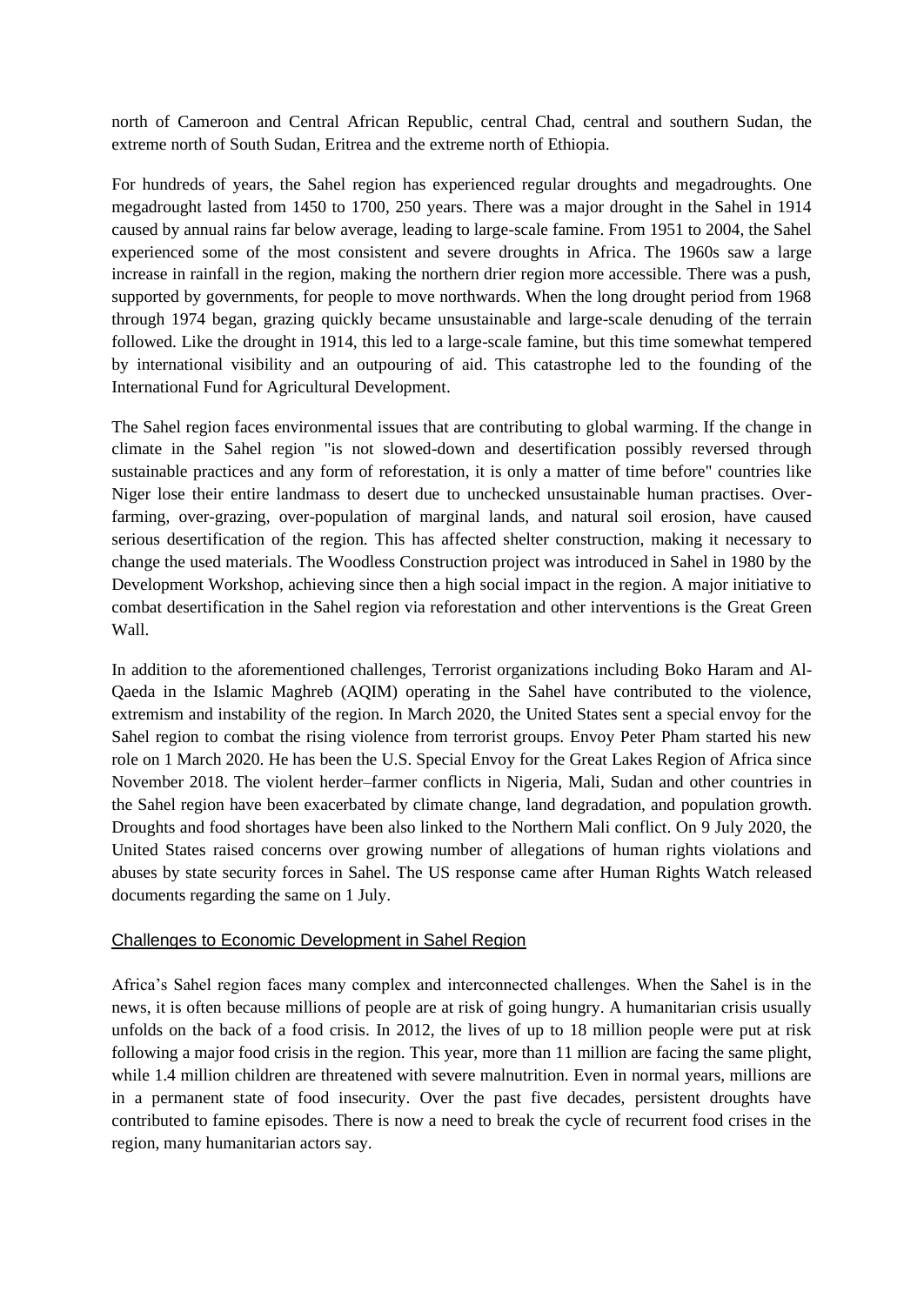north of Cameroon and Central African Republic, central Chad, central and southern Sudan, the extreme north of South Sudan, Eritrea and the extreme north of Ethiopia.

For hundreds of years, the Sahel region has experienced regular droughts and megadroughts. One megadrought lasted from 1450 to 1700, 250 years. There was a major drought in the Sahel in 1914 caused by annual rains far below average, leading to large-scale famine. From 1951 to 2004, the Sahel experienced some of the most consistent and severe droughts in Africa. The 1960s saw a large increase in rainfall in the region, making the northern drier region more accessible. There was a push, supported by governments, for people to move northwards. When the long drought period from 1968 through 1974 began, grazing quickly became unsustainable and large-scale denuding of the terrain followed. Like the drought in 1914, this led to a large-scale famine, but this time somewhat tempered by international visibility and an outpouring of aid. This catastrophe led to the founding of the International Fund for Agricultural Development.

The Sahel region faces environmental issues that are contributing to global warming. If the change in climate in the Sahel region "is not slowed-down and desertification possibly reversed through sustainable practices and any form of reforestation, it is only a matter of time before" countries like Niger lose their entire landmass to desert due to unchecked unsustainable human practises. Over-farming, over-grazing, over-population of marginal lands, and natural soil erosion, have caused serious desertification of the region. This has affected shelter construction, making it necessary to change the used materials. The Woodless Construction project was introduced in Sahel in 1980 by the Development Workshop, achieving since then a high social impact in the region. A major initiative to combat desertification in the Sahel region via reforestation and other interventions is the Great Green Wall.

In addition to the aforementioned challenges, Terrorist organizations including Boko Haram and Al-Qaeda in the Islamic Maghreb (AQIM) operating in the Sahel have contributed to the violence, extremism and instability of the region. In March 2020, the United States sent a special envoy for the Sahel region to combat the rising violence from terrorist groups. Envoy Peter Pham started his new role on 1 March 2020. He has been the U.S. Special Envoy for the Great Lakes Region of Africa since November 2018. The violent herder–farmer conflicts in Nigeria, Mali, Sudan and other countries in the Sahel region have been exacerbated by climate change, land degradation, and population growth. Droughts and food shortages have been also linked to the Northern Mali conflict. On 9 July 2020, the United States raised concerns over growing number of allegations of human rights violations and abuses by state security forces in Sahel. The US response came after Human Rights Watch released documents regarding the same on 1 July.

## Challenges to Economic Development in Sahel Region

Africa's Sahel region faces many complex and interconnected challenges. When the Sahel is in the news, it is often because millions of people are at risk of going hungry. A humanitarian crisis usually unfolds on the back of a food crisis. In 2012, the lives of up to 18 million people were put at risk following a major food crisis in the region. This year, more than 11 million are facing the same plight, while 1.4 million children are threatened with severe malnutrition. Even in normal years, millions are in a permanent state of food insecurity. Over the past five decades, persistent droughts have contributed to famine episodes. There is now a need to break the cycle of recurrent food crises in the region, many humanitarian actors say.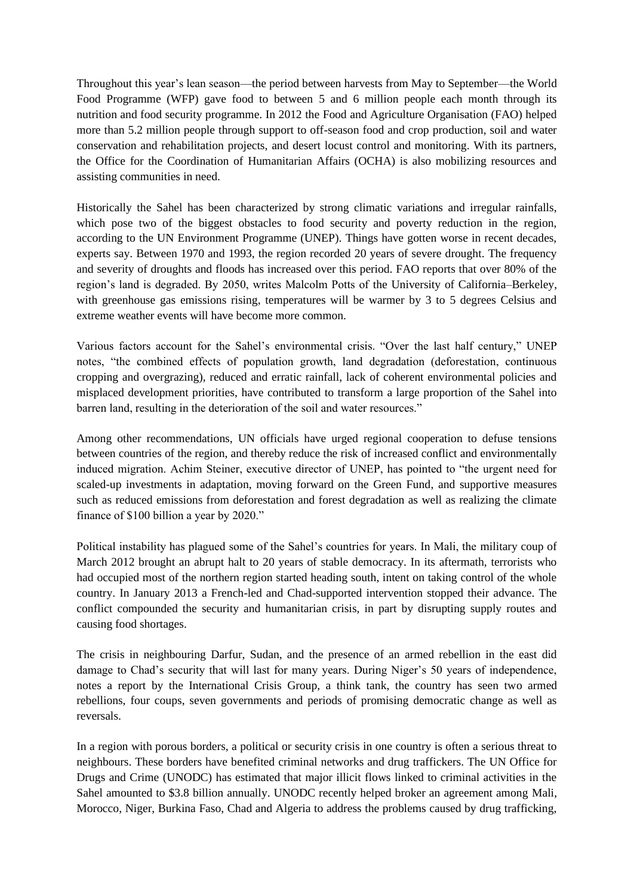Throughout this year's lean season—the period between harvests from May to September—the World Food Programme (WFP) gave food to between 5 and 6 million people each month through its nutrition and food security programme. In 2012 the Food and Agriculture Organisation (FAO) helped more than 5.2 million people through support to off-season food and crop production, soil and water conservation and rehabilitation projects, and desert locust control and monitoring. With its partners, the Office for the Coordination of Humanitarian Affairs (OCHA) is also mobilizing resources and assisting communities in need.

Historically the Sahel has been characterized by strong climatic variations and irregular rainfalls, which pose two of the biggest obstacles to food security and poverty reduction in the region, according to the UN Environment Programme (UNEP). Things have gotten worse in recent decades, experts say. Between 1970 and 1993, the region recorded 20 years of severe drought. The frequency and severity of droughts and floods has increased over this period. FAO reports that over 80% of the region's land is degraded. By 2050, writes Malcolm Potts of the University of California–Berkeley, with greenhouse gas emissions rising, temperatures will be warmer by 3 to 5 degrees Celsius and extreme weather events will have become more common.

Various factors account for the Sahel's environmental crisis. "Over the last half century," UNEP notes, "the combined effects of population growth, land degradation (deforestation, continuous cropping and overgrazing), reduced and erratic rainfall, lack of coherent environmental policies and misplaced development priorities, have contributed to transform a large proportion of the Sahel into barren land, resulting in the deterioration of the soil and water resources."

Among other recommendations, UN officials have urged regional cooperation to defuse tensions between countries of the region, and thereby reduce the risk of increased conflict and environmentally induced migration. Achim Steiner, executive director of UNEP, has pointed to "the urgent need for scaled-up investments in adaptation, moving forward on the Green Fund, and supportive measures such as reduced emissions from deforestation and forest degradation as well as realizing the climate finance of $100 billion a year by 2020."

Political instability has plagued some of the Sahel's countries for years. In Mali, the military coup of March 2012 brought an abrupt halt to 20 years of stable democracy. In its aftermath, terrorists who had occupied most of the northern region started heading south, intent on taking control of the whole country. In January 2013 a French-led and Chad-supported intervention stopped their advance. The conflict compounded the security and humanitarian crisis, in part by disrupting supply routes and causing food shortages.

The crisis in neighbouring Darfur, Sudan, and the presence of an armed rebellion in the east did damage to Chad's security that will last for many years. During Niger's 50 years of independence, notes a report by the International Crisis Group, a think tank, the country has seen two armed rebellions, four coups, seven governments and periods of promising democratic change as well as reversals.

In a region with porous borders, a political or security crisis in one country is often a serious threat to neighbours. These borders have benefited criminal networks and drug traffickers. The UN Office for Drugs and Crime (UNODC) has estimated that major illicit flows linked to criminal activities in the Sahel amounted to $3.8 billion annually. UNODC recently helped broker an agreement among Mali, Morocco, Niger, Burkina Faso, Chad and Algeria to address the problems caused by drug trafficking,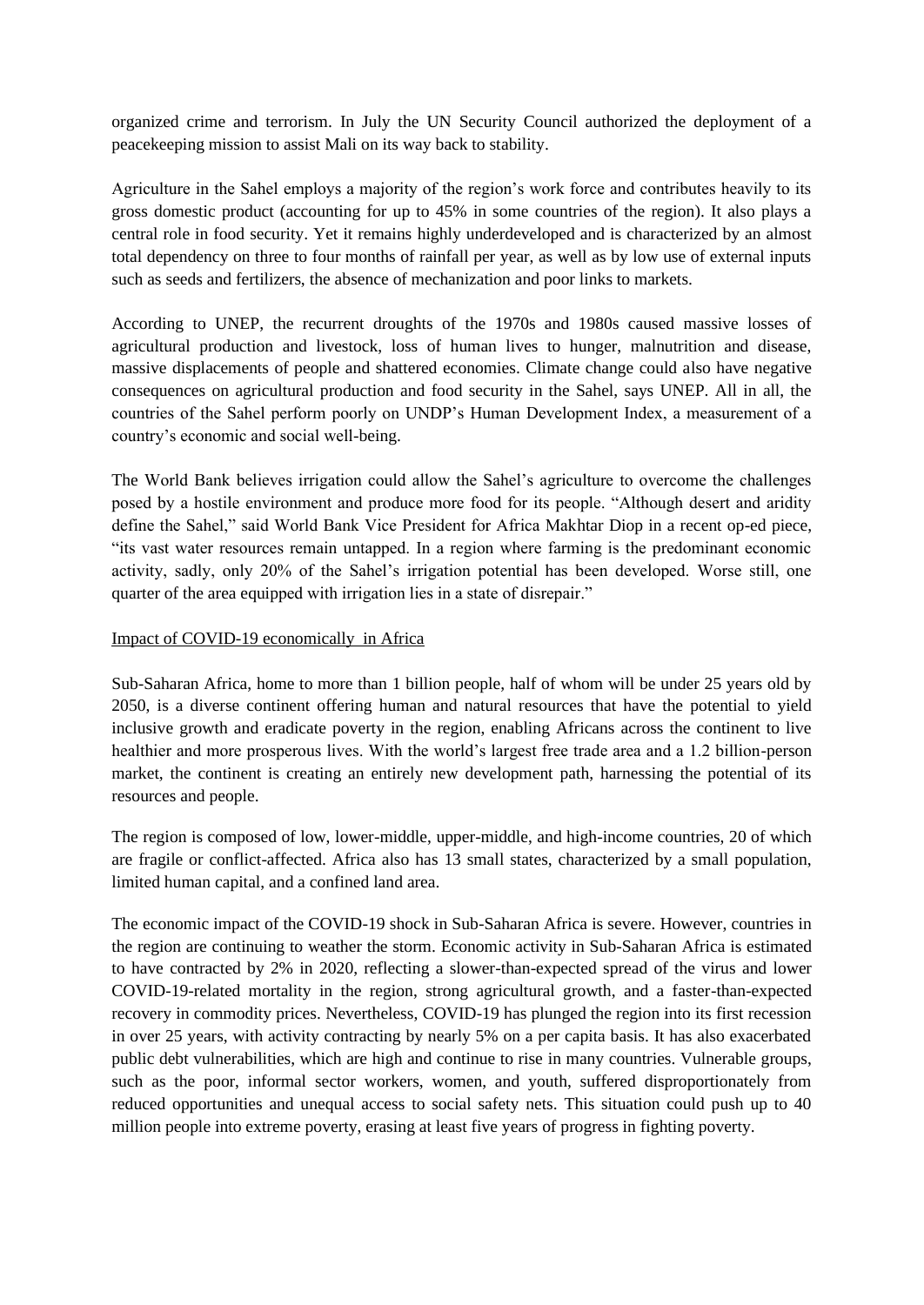organized crime and terrorism. In July the UN Security Council authorized the deployment of a peacekeeping mission to assist Mali on its way back to stability.

Agriculture in the Sahel employs a majority of the region's work force and contributes heavily to its gross domestic product (accounting for up to 45% in some countries of the region). It also plays a central role in food security. Yet it remains highly underdeveloped and is characterized by an almost total dependency on three to four months of rainfall per year, as well as by low use of external inputs such as seeds and fertilizers, the absence of mechanization and poor links to markets.

According to UNEP, the recurrent droughts of the 1970s and 1980s caused massive losses of agricultural production and livestock, loss of human lives to hunger, malnutrition and disease, massive displacements of people and shattered economies. Climate change could also have negative consequences on agricultural production and food security in the Sahel, says UNEP. All in all, the countries of the Sahel perform poorly on UNDP's Human Development Index, a measurement of a country's economic and social well-being.

The World Bank believes irrigation could allow the Sahel's agriculture to overcome the challenges posed by a hostile environment and produce more food for its people. "Although desert and aridity define the Sahel," said World Bank Vice President for Africa Makhtar Diop in a recent op-ed piece, "its vast water resources remain untapped. In a region where farming is the predominant economic activity, sadly, only 20% of the Sahel's irrigation potential has been developed. Worse still, one quarter of the area equipped with irrigation lies in a state of disrepair."

Impact of COVID-19 economically in Africa

Sub-Saharan Africa, home to more than 1 billion people, half of whom will be under 25 years old by 2050, is a diverse continent offering human and natural resources that have the potential to yield inclusive growth and eradicate poverty in the region, enabling Africans across the continent to live healthier and more prosperous lives. With the world's largest free trade area and a 1.2 billion-person market, the continent is creating an entirely new development path, harnessing the potential of its resources and people.

The region is composed of low, lower-middle, upper-middle, and high-income countries, 20 of which are fragile or conflict-affected. Africa also has 13 small states, characterized by a small population, limited human capital, and a confined land area.

The economic impact of the COVID-19 shock in Sub-Saharan Africa is severe. However, countries in the region are continuing to weather the storm. Economic activity in Sub-Saharan Africa is estimated to have contracted by 2% in 2020, reflecting a slower-than-expected spread of the virus and lower COVID-19-related mortality in the region, strong agricultural growth, and a faster-than-expected recovery in commodity prices. Nevertheless, COVID-19 has plunged the region into its first recession in over 25 years, with activity contracting by nearly 5% on a per capita basis. It has also exacerbated public debt vulnerabilities, which are high and continue to rise in many countries. Vulnerable groups, such as the poor, informal sector workers, women, and youth, suffered disproportionately from reduced opportunities and unequal access to social safety nets. This situation could push up to 40 million people into extreme poverty, erasing at least five years of progress in fighting poverty.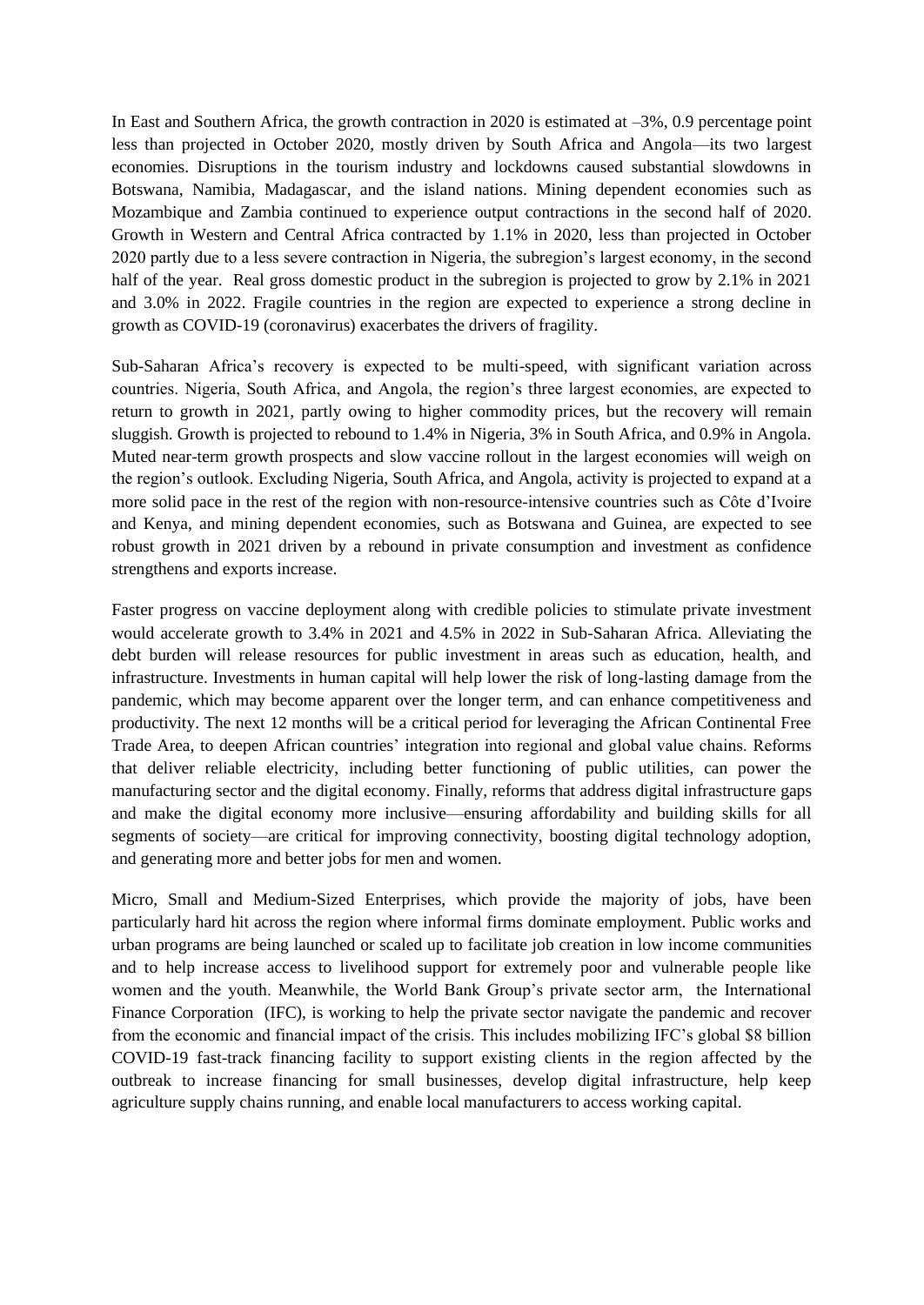In East and Southern Africa, the growth contraction in 2020 is estimated at –3%, 0.9 percentage point less than projected in October 2020, mostly driven by South Africa and Angola—its two largest economies. Disruptions in the tourism industry and lockdowns caused substantial slowdowns in Botswana, Namibia, Madagascar, and the island nations. Mining dependent economies such as Mozambique and Zambia continued to experience output contractions in the second half of 2020. Growth in Western and Central Africa contracted by 1.1% in 2020, less than projected in October 2020 partly due to a less severe contraction in Nigeria, the subregion's largest economy, in the second half of the year. Real gross domestic product in the subregion is projected to grow by 2.1% in 2021 and 3.0% in 2022. Fragile countries in the region are expected to experience a strong decline in growth as COVID-19 (coronavirus) exacerbates the drivers of fragility.

Sub-Saharan Africa's recovery is expected to be multi-speed, with significant variation across countries. Nigeria, South Africa, and Angola, the region's three largest economies, are expected to return to growth in 2021, partly owing to higher commodity prices, but the recovery will remain sluggish. Growth is projected to rebound to 1.4% in Nigeria, 3% in South Africa, and 0.9% in Angola. Muted near-term growth prospects and slow vaccine rollout in the largest economies will weigh on the region's outlook. Excluding Nigeria, South Africa, and Angola, activity is projected to expand at a more solid pace in the rest of the region with non-resource-intensive countries such as Côte d'Ivoire and Kenya, and mining dependent economies, such as Botswana and Guinea, are expected to see robust growth in 2021 driven by a rebound in private consumption and investment as confidence strengthens and exports increase.

Faster progress on vaccine deployment along with credible policies to stimulate private investment would accelerate growth to 3.4% in 2021 and 4.5% in 2022 in Sub-Saharan Africa. Alleviating the debt burden will release resources for public investment in areas such as education, health, and infrastructure. Investments in human capital will help lower the risk of long-lasting damage from the pandemic, which may become apparent over the longer term, and can enhance competitiveness and productivity. The next 12 months will be a critical period for leveraging the African Continental Free Trade Area, to deepen African countries' integration into regional and global value chains. Reforms that deliver reliable electricity, including better functioning of public utilities, can power the manufacturing sector and the digital economy. Finally, reforms that address digital infrastructure gaps and make the digital economy more inclusive—ensuring affordability and building skills for all segments of society—are critical for improving connectivity, boosting digital technology adoption, and generating more and better jobs for men and women.

Micro, Small and Medium-Sized Enterprises, which provide the majority of jobs, have been particularly hard hit across the region where informal firms dominate employment. Public works and urban programs are being launched or scaled up to facilitate job creation in low income communities and to help increase access to livelihood support for extremely poor and vulnerable people like women and the youth. Meanwhile, the World Bank Group's private sector arm, the International Finance Corporation (IFC), is working to help the private sector navigate the pandemic and recover from the economic and financial impact of the crisis. This includes mobilizing IFC's global $8 billion COVID-19 fast-track financing facility to support existing clients in the region affected by the outbreak to increase financing for small businesses, develop digital infrastructure, help keep agriculture supply chains running, and enable local manufacturers to access working capital.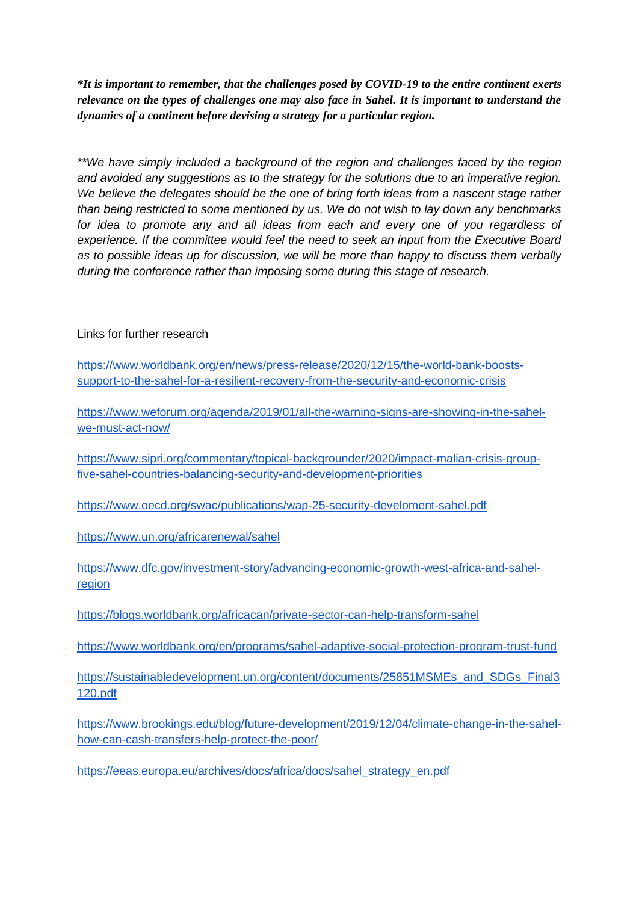***It is important to remember, that the challenges posed by COVID-19 to the entire continent exerts relevance on the types of challenges one may also face in Sahel. It is important to understand the dynamics of a continent before devising a strategy for a particular region.***

*\*\*We have simply included a background of the region and challenges faced by the region and avoided any suggestions as to the strategy for the solutions due to an imperative region. We believe the delegates should be the one of bring forth ideas from a nascent stage rather than being restricted to some mentioned by us. We do not wish to lay down any benchmarks for idea to promote any and all ideas from each and every one of you regardless of experience. If the committee would feel the need to seek an input from the Executive Board as to possible ideas up for discussion, we will be more than happy to discuss them verbally during the conference rather than imposing some during this stage of research.*

Links for further research

https://www.worldbank.org/en/news/press-release/2020/12/15/the-world-bank-boosts-support-to-the-sahel-for-a-resilient-recovery-from-the-security-and-economic-crisis

https://www.weforum.org/agenda/2019/01/all-the-warning-signs-are-showing-in-the-sahel-we-must-act-now/

https://www.sipri.org/commentary/topical-backgrounder/2020/impact-malian-crisis-group-five-sahel-countries-balancing-security-and-development-priorities

https://www.oecd.org/swac/publications/wap-25-security-develoment-sahel.pdf

https://www.un.org/africarenewal/sahel

https://www.dfc.gov/investment-story/advancing-economic-growth-west-africa-and-sahel-region

https://blogs.worldbank.org/africacan/private-sector-can-help-transform-sahel

https://www.worldbank.org/en/programs/sahel-adaptive-social-protection-program-trust-fund

https://sustainabledevelopment.un.org/content/documents/25851MSMEs_and_SDGs_Final3120.pdf

https://www.brookings.edu/blog/future-development/2019/12/04/climate-change-in-the-sahel-how-can-cash-transfers-help-protect-the-poor/

https://eeas.europa.eu/archives/docs/africa/docs/sahel_strategy_en.pdf